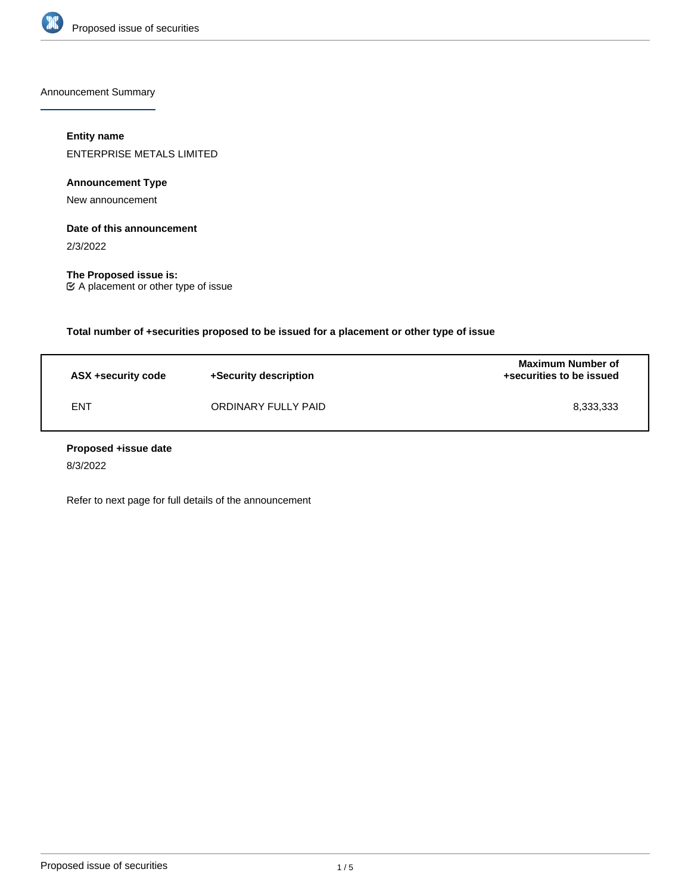Announcement Summary

**Entity name**

ENTERPRISE METALS LIMITED

**Announcement Type**

New announcement

**Date of this announcement**

2/3/2022

**The Proposed issue is:**

☑ A placement or other type of issue

**Total number of +securities proposed to be issued for a placement or other type of issue**

| ASX +security code | +Security description | Maximum Number of +securities to be issued |
|---|---|---|
| ENT | ORDINARY FULLY PAID | 8,333,333 |

**Proposed +issue date**

8/3/2022

Refer to next page for full details of the announcement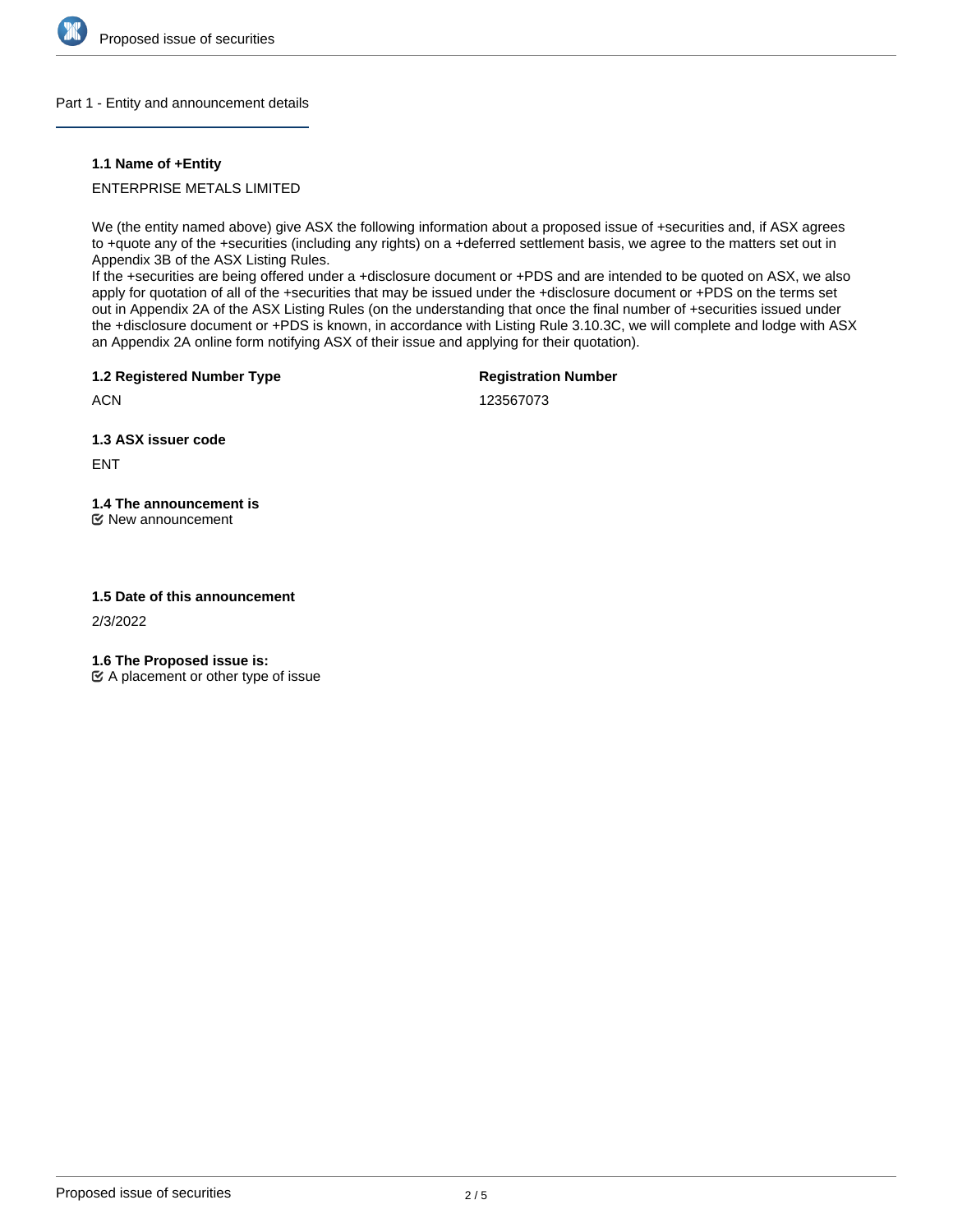## Part 1 - Entity and announcement details

### 1.1 Name of +Entity

ENTERPRISE METALS LIMITED

We (the entity named above) give ASX the following information about a proposed issue of +securities and, if ASX agrees to +quote any of the +securities (including any rights) on a +deferred settlement basis, we agree to the matters set out in Appendix 3B of the ASX Listing Rules.
If the +securities are being offered under a +disclosure document or +PDS and are intended to be quoted on ASX, we also apply for quotation of all of the +securities that may be issued under the +disclosure document or +PDS on the terms set out in Appendix 2A of the ASX Listing Rules (on the understanding that once the final number of +securities issued under the +disclosure document or +PDS is known, in accordance with Listing Rule 3.10.3C, we will complete and lodge with ASX an Appendix 2A online form notifying ASX of their issue and applying for their quotation).

### 1.2 Registered Number Type

ACN

### Registration Number

123567073

### 1.3 ASX issuer code

ENT

### 1.4 The announcement is

☑ New announcement

### 1.5 Date of this announcement

2/3/2022

### 1.6 The Proposed issue is:

☑ A placement or other type of issue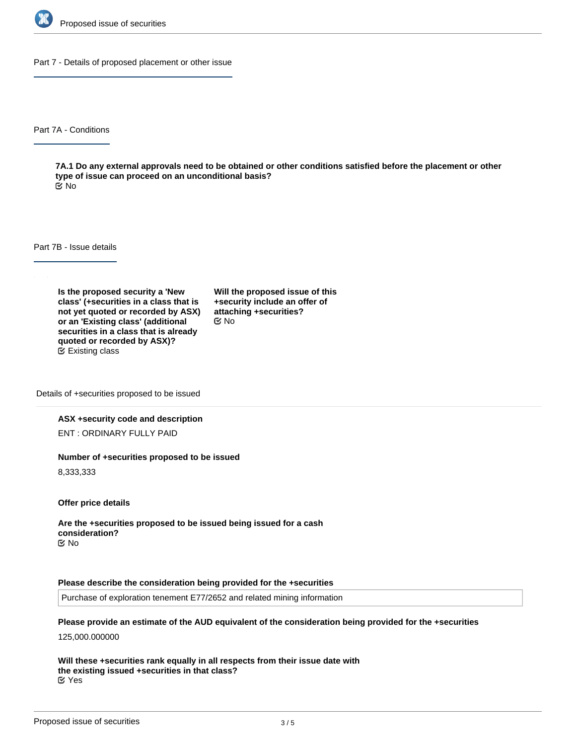## Part 7 - Details of proposed placement or other issue

### Part 7A - Conditions

**7A.1 Do any external approvals need to be obtained or other conditions satisfied before the placement or other type of issue can proceed on an unconditional basis?**

No

### Part 7B - Issue details

**Is the proposed security a 'New class' (+securities in a class that is not yet quoted or recorded by ASX) or an 'Existing class' (additional securities in a class that is already quoted or recorded by ASX)?**

Existing class

**Will the proposed issue of this +security include an offer of attaching +securities?**

No

#### Details of +securities proposed to be issued

**ASX +security code and description**

ENT : ORDINARY FULLY PAID

**Number of +securities proposed to be issued**

8,333,333

**Offer price details**

**Are the +securities proposed to be issued being issued for a cash consideration?**

No

**Please describe the consideration being provided for the +securities**

Purchase of exploration tenement E77/2652 and related mining information

**Please provide an estimate of the AUD equivalent of the consideration being provided for the +securities**

125,000.000000

**Will these +securities rank equally in all respects from their issue date with the existing issued +securities in that class?**

Yes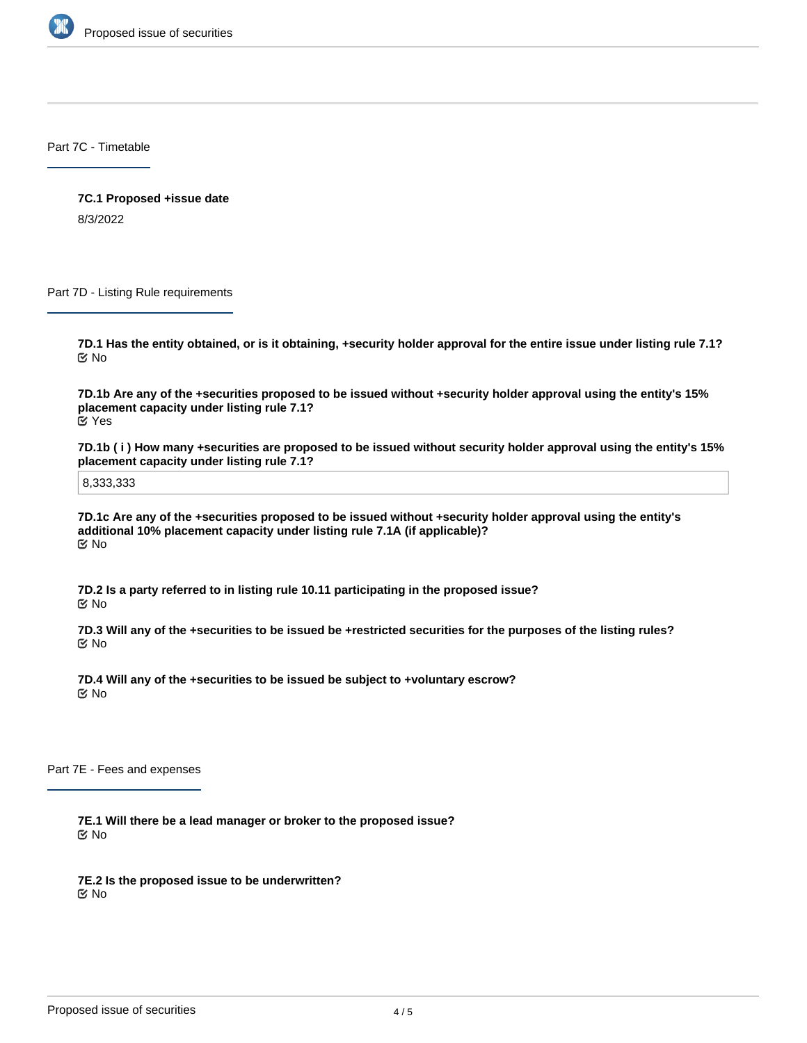## Part 7C - Timetable

**7C.1 Proposed +issue date**

8/3/2022

## Part 7D - Listing Rule requirements

**7D.1 Has the entity obtained, or is it obtaining, +security holder approval for the entire issue under listing rule 7.1?**

No

**7D.1b Are any of the +securities proposed to be issued without +security holder approval using the entity's 15% placement capacity under listing rule 7.1?**

Yes

**7D.1b ( i ) How many +securities are proposed to be issued without security holder approval using the entity's 15% placement capacity under listing rule 7.1?**

8,333,333

**7D.1c Are any of the +securities proposed to be issued without +security holder approval using the entity's additional 10% placement capacity under listing rule 7.1A (if applicable)?**

No

**7D.2 Is a party referred to in listing rule 10.11 participating in the proposed issue?**

No

**7D.3 Will any of the +securities to be issued be +restricted securities for the purposes of the listing rules?**

No

**7D.4 Will any of the +securities to be issued be subject to +voluntary escrow?**

No

## Part 7E - Fees and expenses

**7E.1 Will there be a lead manager or broker to the proposed issue?**

No

**7E.2 Is the proposed issue to be underwritten?**

No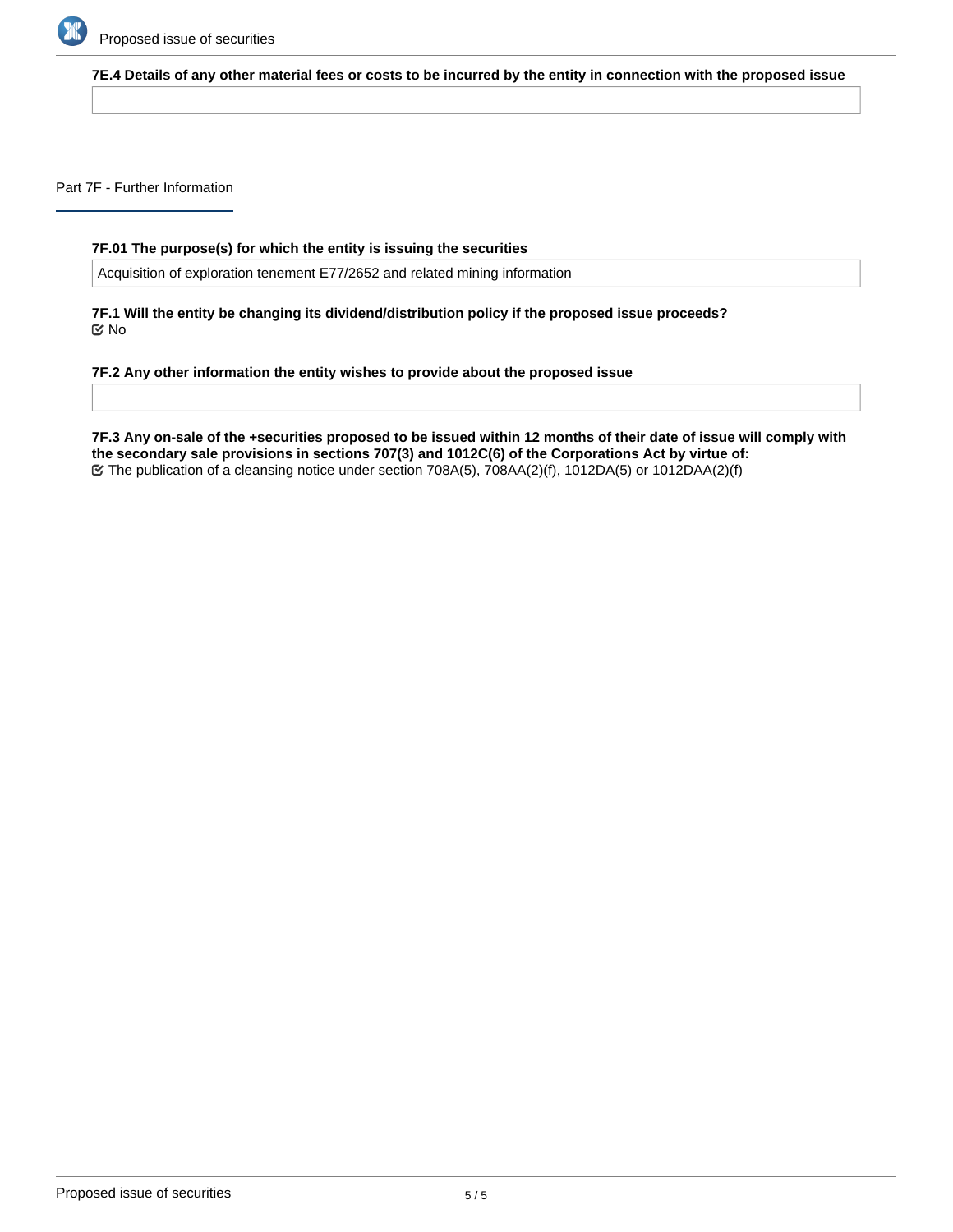**7E.4 Details of any other material fees or costs to be incurred by the entity in connection with the proposed issue**

## Part 7F - Further Information

**7F.01 The purpose(s) for which the entity is issuing the securities**

Acquisition of exploration tenement E77/2652 and related mining information

**7F.1 Will the entity be changing its dividend/distribution policy if the proposed issue proceeds?**

☑ No

**7F.2 Any other information the entity wishes to provide about the proposed issue**

**7F.3 Any on-sale of the +securities proposed to be issued within 12 months of their date of issue will comply with the secondary sale provisions in sections 707(3) and 1012C(6) of the Corporations Act by virtue of:**

☑ The publication of a cleansing notice under section 708A(5), 708AA(2)(f), 1012DA(5) or 1012DAA(2)(f)